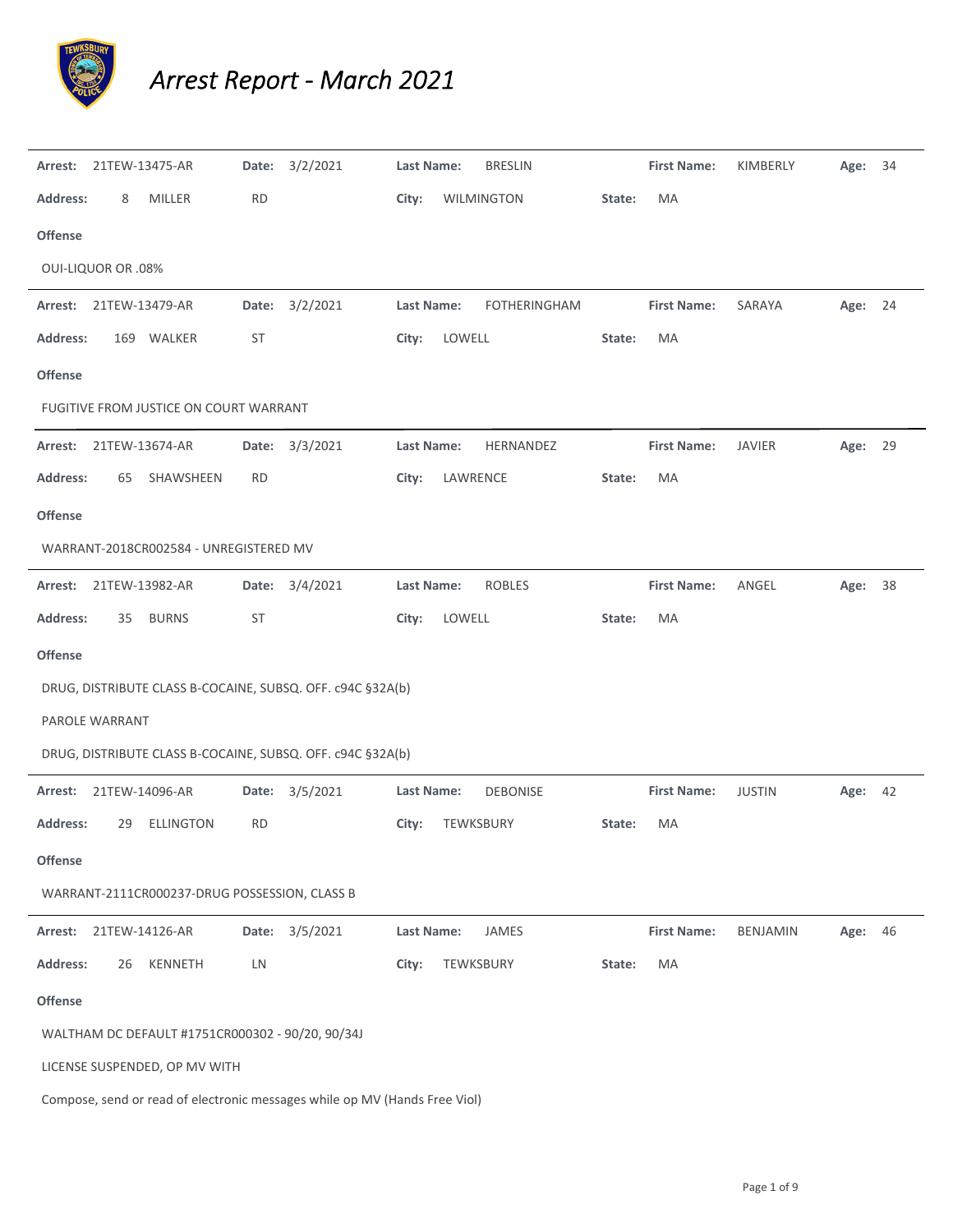# *Arrest Report - March 2021*

---

**Arrest:** 21TEW-13475-AR **Date:** 3/2/2021 **Last Name:** BRESLIN **First Name:** KIMBERLY **Age:** 34

**Address:** 8 MILLER RD **City:** WILMINGTON **State:** MA

**Offense**

OUI-LIQUOR OR .08%

---

**Arrest:** 21TEW-13479-AR **Date:** 3/2/2021 **Last Name:** FOTHERINGHAM **First Name:** SARAYA **Age:** 24

**Address:** 169 WALKER ST **City:** LOWELL **State:** MA

**Offense**

FUGITIVE FROM JUSTICE ON COURT WARRANT

---

**Arrest:** 21TEW-13674-AR **Date:** 3/3/2021 **Last Name:** HERNANDEZ **First Name:** JAVIER **Age:** 29

**Address:** 65 SHAWSHEEN RD **City:** LAWRENCE **State:** MA

**Offense**

WARRANT-2018CR002584 - UNREGISTERED MV

---

**Arrest:** 21TEW-13982-AR **Date:** 3/4/2021 **Last Name:** ROBLES **First Name:** ANGEL **Age:** 38

**Address:** 35 BURNS ST **City:** LOWELL **State:** MA

**Offense**

DRUG, DISTRIBUTE CLASS B-COCAINE, SUBSQ. OFF. c94C §32A(b)

PAROLE WARRANT

DRUG, DISTRIBUTE CLASS B-COCAINE, SUBSQ. OFF. c94C §32A(b)

---

**Arrest:** 21TEW-14096-AR **Date:** 3/5/2021 **Last Name:** DEBONISE **First Name:** JUSTIN **Age:** 42

**Address:** 29 ELLINGTON RD **City:** TEWKSBURY **State:** MA

**Offense**

WARRANT-2111CR000237-DRUG POSSESSION, CLASS B

---

**Arrest:** 21TEW-14126-AR **Date:** 3/5/2021 **Last Name:** JAMES **First Name:** BENJAMIN **Age:** 46

**Address:** 26 KENNETH LN **City:** TEWKSBURY **State:** MA

**Offense**

WALTHAM DC DEFAULT #1751CR000302 - 90/20, 90/34J

LICENSE SUSPENDED, OP MV WITH

Compose, send or read of electronic messages while op MV (Hands Free Viol)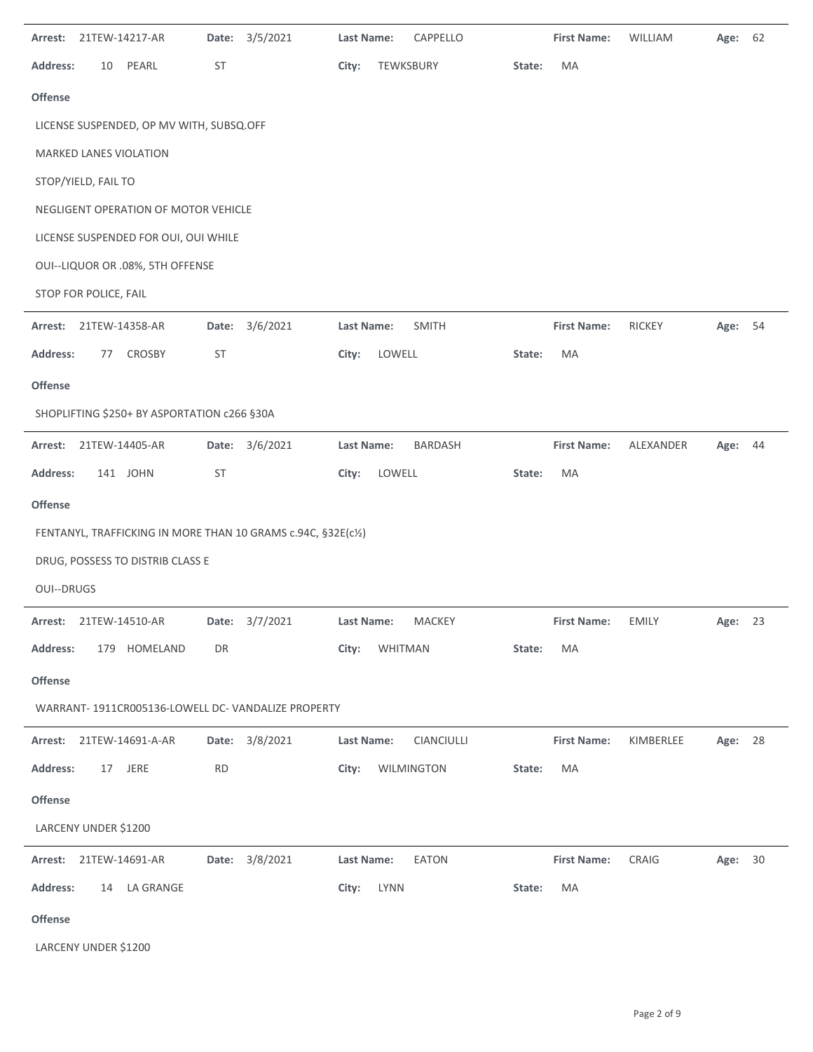**Arrest:** 21TEW-14217-AR **Date:** 3/5/2021 **Last Name:** CAPPELLO **First Name:** WILLIAM **Age:** 62

**Address:** 10 PEARL ST **City:** TEWKSBURY **State:** MA

**Offense**

LICENSE SUSPENDED, OP MV WITH, SUBSQ.OFF

MARKED LANES VIOLATION

STOP/YIELD, FAIL TO

NEGLIGENT OPERATION OF MOTOR VEHICLE

LICENSE SUSPENDED FOR OUI, OUI WHILE

OUI--LIQUOR OR .08%, 5TH OFFENSE

STOP FOR POLICE, FAIL

---

**Arrest:** 21TEW-14358-AR **Date:** 3/6/2021 **Last Name:** SMITH **First Name:** RICKEY **Age:** 54

**Address:** 77 CROSBY ST **City:** LOWELL **State:** MA

**Offense**

SHOPLIFTING $250+ BY ASPORTATION c266 §30A

---

**Arrest:** 21TEW-14405-AR **Date:** 3/6/2021 **Last Name:** BARDASH **First Name:** ALEXANDER **Age:** 44

**Address:** 141 JOHN ST **City:** LOWELL **State:** MA

**Offense**

FENTANYL, TRAFFICKING IN MORE THAN 10 GRAMS c.94C, §32E(c½)

DRUG, POSSESS TO DISTRIB CLASS E

OUI--DRUGS

---

**Arrest:** 21TEW-14510-AR **Date:** 3/7/2021 **Last Name:** MACKEY **First Name:** EMILY **Age:** 23

**Address:** 179 HOMELAND DR **City:** WHITMAN **State:** MA

**Offense**

WARRANT- 1911CR005136-LOWELL DC- VANDALIZE PROPERTY

---

**Arrest:** 21TEW-14691-A-AR **Date:** 3/8/2021 **Last Name:** CIANCIULLI **First Name:** KIMBERLEE **Age:** 28

**Address:** 17 JERE RD **City:** WILMINGTON **State:** MA

**Offense**

LARCENY UNDER $1200

---

**Arrest:** 21TEW-14691-AR **Date:** 3/8/2021 **Last Name:** EATON **First Name:** CRAIG **Age:** 30

**Address:** 14 LA GRANGE **City:** LYNN **State:** MA

**Offense**

LARCENY UNDER $1200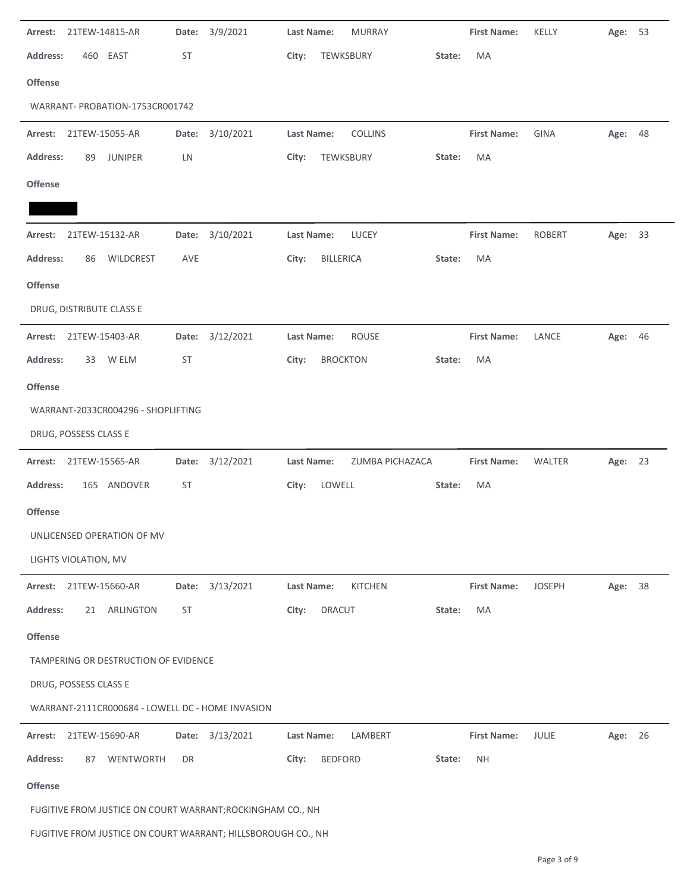**Arrest:** 21TEW-14815-AR **Date:** 3/9/2021 **Last Name:** MURRAY **First Name:** KELLY **Age:** 53

**Address:** 460 EAST ST **City:** TEWKSBURY **State:** MA

**Offense**

WARRANT- PROBATION-1753CR001742

---

**Arrest:** 21TEW-15055-AR **Date:** 3/10/2021 **Last Name:** COLLINS **First Name:** GINA **Age:** 48

**Address:** 89 JUNIPER LN **City:** TEWKSBURY **State:** MA

**Offense**

---

**Arrest:** 21TEW-15132-AR **Date:** 3/10/2021 **Last Name:** LUCEY **First Name:** ROBERT **Age:** 33

**Address:** 86 WILDCREST AVE **City:** BILLERICA **State:** MA

**Offense**

DRUG, DISTRIBUTE CLASS E

---

**Arrest:** 21TEW-15403-AR **Date:** 3/12/2021 **Last Name:** ROUSE **First Name:** LANCE **Age:** 46

**Address:** 33 W ELM ST **City:** BROCKTON **State:** MA

**Offense**

WARRANT-2033CR004296 - SHOPLIFTING

DRUG, POSSESS CLASS E

---

**Arrest:** 21TEW-15565-AR **Date:** 3/12/2021 **Last Name:** ZUMBA PICHAZACA **First Name:** WALTER **Age:** 23

**Address:** 165 ANDOVER ST **City:** LOWELL **State:** MA

**Offense**

UNLICENSED OPERATION OF MV

LIGHTS VIOLATION, MV

---

**Arrest:** 21TEW-15660-AR **Date:** 3/13/2021 **Last Name:** KITCHEN **First Name:** JOSEPH **Age:** 38

**Address:** 21 ARLINGTON ST **City:** DRACUT **State:** MA

**Offense**

TAMPERING OR DESTRUCTION OF EVIDENCE

DRUG, POSSESS CLASS E

WARRANT-2111CR000684 - LOWELL DC - HOME INVASION

---

**Arrest:** 21TEW-15690-AR **Date:** 3/13/2021 **Last Name:** LAMBERT **First Name:** JULIE **Age:** 26

**Address:** 87 WENTWORTH DR **City:** BEDFORD **State:** NH

**Offense**

FUGITIVE FROM JUSTICE ON COURT WARRANT;ROCKINGHAM CO., NH

FUGITIVE FROM JUSTICE ON COURT WARRANT; HILLSBOROUGH CO., NH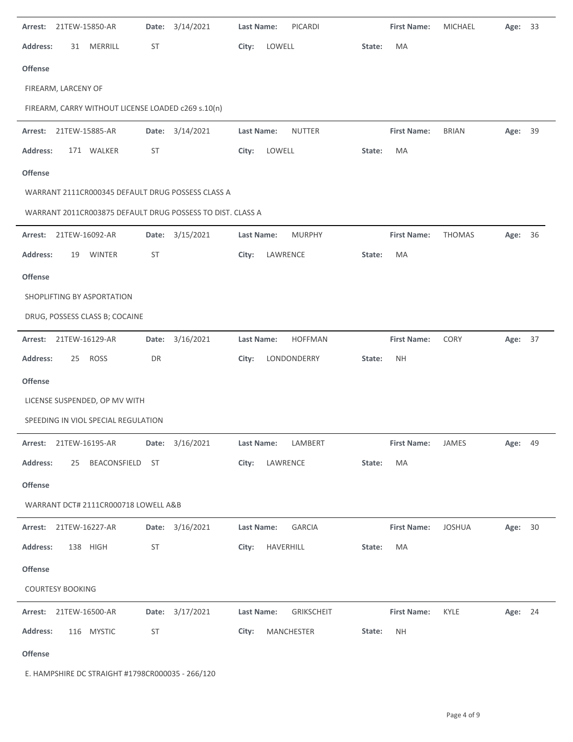**Arrest:** 21TEW-15850-AR **Date:** 3/14/2021 **Last Name:** PICARDI **First Name:** MICHAEL **Age:** 33

**Address:** 31 MERRILL ST **City:** LOWELL **State:** MA

**Offense**

FIREARM, LARCENY OF

FIREARM, CARRY WITHOUT LICENSE LOADED c269 s.10(n)

---

**Arrest:** 21TEW-15885-AR **Date:** 3/14/2021 **Last Name:** NUTTER **First Name:** BRIAN **Age:** 39

**Address:** 171 WALKER ST **City:** LOWELL **State:** MA

**Offense**

WARRANT 2111CR000345 DEFAULT DRUG POSSESS CLASS A

WARRANT 2011CR003875 DEFAULT DRUG POSSESS TO DIST. CLASS A

---

**Arrest:** 21TEW-16092-AR **Date:** 3/15/2021 **Last Name:** MURPHY **First Name:** THOMAS **Age:** 36

**Address:** 19 WINTER ST **City:** LAWRENCE **State:** MA

**Offense**

SHOPLIFTING BY ASPORTATION

DRUG, POSSESS CLASS B; COCAINE

---

**Arrest:** 21TEW-16129-AR **Date:** 3/16/2021 **Last Name:** HOFFMAN **First Name:** CORY **Age:** 37

**Address:** 25 ROSS DR **City:** LONDONDERRY **State:** NH

**Offense**

LICENSE SUSPENDED, OP MV WITH

SPEEDING IN VIOL SPECIAL REGULATION

---

**Arrest:** 21TEW-16195-AR **Date:** 3/16/2021 **Last Name:** LAMBERT **First Name:** JAMES **Age:** 49

**Address:** 25 BEACONSFIELD ST **City:** LAWRENCE **State:** MA

**Offense**

WARRANT DCT# 2111CR000718 LOWELL A&B

---

**Arrest:** 21TEW-16227-AR **Date:** 3/16/2021 **Last Name:** GARCIA **First Name:** JOSHUA **Age:** 30

**Address:** 138 HIGH ST **City:** HAVERHILL **State:** MA

**Offense**

COURTESY BOOKING

---

**Arrest:** 21TEW-16500-AR **Date:** 3/17/2021 **Last Name:** GRIKSCHEIT **First Name:** KYLE **Age:** 24

**Address:** 116 MYSTIC ST **City:** MANCHESTER **State:** NH

**Offense**

E. HAMPSHIRE DC STRAIGHT #1798CR000035 - 266/120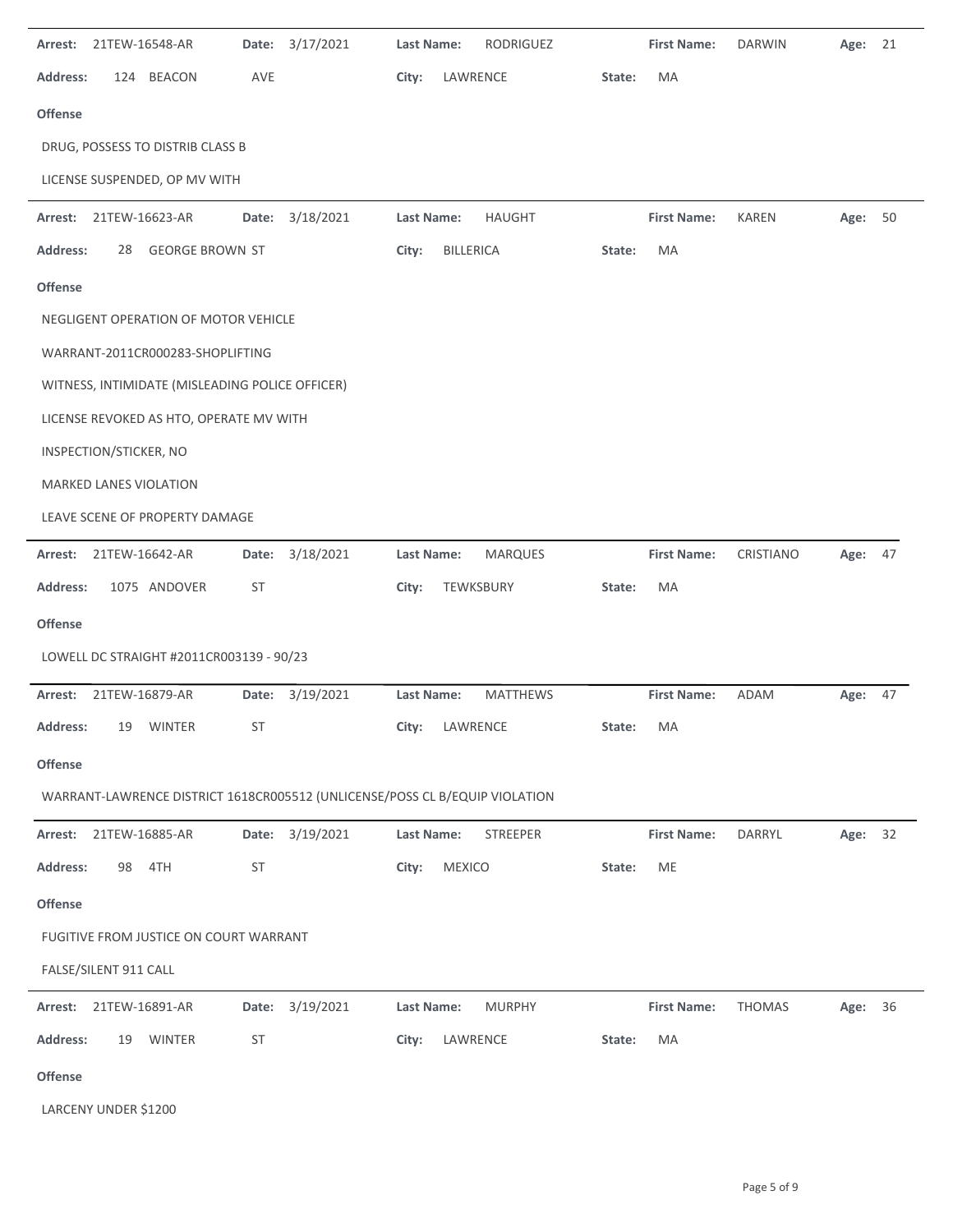**Arrest:** 21TEW-16548-AR **Date:** 3/17/2021 **Last Name:** RODRIGUEZ **First Name:** DARWIN **Age:** 21

**Address:** 124 BEACON AVE **City:** LAWRENCE **State:** MA

**Offense**

DRUG, POSSESS TO DISTRIB CLASS B

LICENSE SUSPENDED, OP MV WITH

---

**Arrest:** 21TEW-16623-AR **Date:** 3/18/2021 **Last Name:** HAUGHT **First Name:** KAREN **Age:** 50

**Address:** 28 GEORGE BROWN ST **City:** BILLERICA **State:** MA

**Offense**

NEGLIGENT OPERATION OF MOTOR VEHICLE

WARRANT-2011CR000283-SHOPLIFTING

WITNESS, INTIMIDATE (MISLEADING POLICE OFFICER)

LICENSE REVOKED AS HTO, OPERATE MV WITH

INSPECTION/STICKER, NO

MARKED LANES VIOLATION

LEAVE SCENE OF PROPERTY DAMAGE

---

**Arrest:** 21TEW-16642-AR **Date:** 3/18/2021 **Last Name:** MARQUES **First Name:** CRISTIANO **Age:** 47

**Address:** 1075 ANDOVER ST **City:** TEWKSBURY **State:** MA

**Offense**

LOWELL DC STRAIGHT #2011CR003139 - 90/23

---

**Arrest:** 21TEW-16879-AR **Date:** 3/19/2021 **Last Name:** MATTHEWS **First Name:** ADAM **Age:** 47

**Address:** 19 WINTER ST **City:** LAWRENCE **State:** MA

**Offense**

WARRANT-LAWRENCE DISTRICT 1618CR005512 (UNLICENSE/POSS CL B/EQUIP VIOLATION

---

**Arrest:** 21TEW-16885-AR **Date:** 3/19/2021 **Last Name:** STREEPER **First Name:** DARRYL **Age:** 32

**Address:** 98 4TH ST **City:** MEXICO **State:** ME

**Offense**

FUGITIVE FROM JUSTICE ON COURT WARRANT

FALSE/SILENT 911 CALL

---

**Arrest:** 21TEW-16891-AR **Date:** 3/19/2021 **Last Name:** MURPHY **First Name:** THOMAS **Age:** 36

**Address:** 19 WINTER ST **City:** LAWRENCE **State:** MA

**Offense**

LARCENY UNDER $1200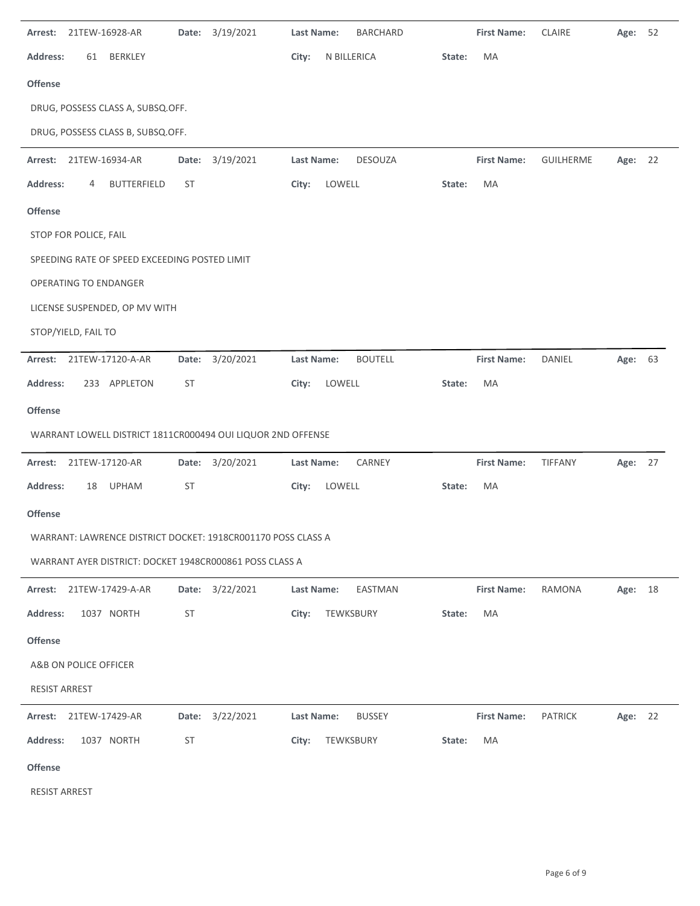**Arrest:** 21TEW-16928-AR **Date:** 3/19/2021 **Last Name:** BARCHARD **First Name:** CLAIRE **Age:** 52

**Address:** 61 BERKLEY **City:** N BILLERICA **State:** MA

**Offense**

DRUG, POSSESS CLASS A, SUBSQ.OFF.

DRUG, POSSESS CLASS B, SUBSQ.OFF.

---

**Arrest:** 21TEW-16934-AR **Date:** 3/19/2021 **Last Name:** DESOUZA **First Name:** GUILHERME **Age:** 22

**Address:** 4 BUTTERFIELD ST **City:** LOWELL **State:** MA

**Offense**

STOP FOR POLICE, FAIL

SPEEDING RATE OF SPEED EXCEEDING POSTED LIMIT

OPERATING TO ENDANGER

LICENSE SUSPENDED, OP MV WITH

STOP/YIELD, FAIL TO

---

**Arrest:** 21TEW-17120-A-AR **Date:** 3/20/2021 **Last Name:** BOUTELL **First Name:** DANIEL **Age:** 63

**Address:** 233 APPLETON ST **City:** LOWELL **State:** MA

**Offense**

WARRANT LOWELL DISTRICT 1811CR000494 OUI LIQUOR 2ND OFFENSE

---

**Arrest:** 21TEW-17120-AR **Date:** 3/20/2021 **Last Name:** CARNEY **First Name:** TIFFANY **Age:** 27

**Address:** 18 UPHAM ST **City:** LOWELL **State:** MA

**Offense**

WARRANT: LAWRENCE DISTRICT DOCKET: 1918CR001170 POSS CLASS A

WARRANT AYER DISTRICT: DOCKET 1948CR000861 POSS CLASS A

---

**Arrest:** 21TEW-17429-A-AR **Date:** 3/22/2021 **Last Name:** EASTMAN **First Name:** RAMONA **Age:** 18

**Address:** 1037 NORTH ST **City:** TEWKSBURY **State:** MA

**Offense**

A&B ON POLICE OFFICER

RESIST ARREST

---

**Arrest:** 21TEW-17429-AR **Date:** 3/22/2021 **Last Name:** BUSSEY **First Name:** PATRICK **Age:** 22

**Address:** 1037 NORTH ST **City:** TEWKSBURY **State:** MA

**Offense**

RESIST ARREST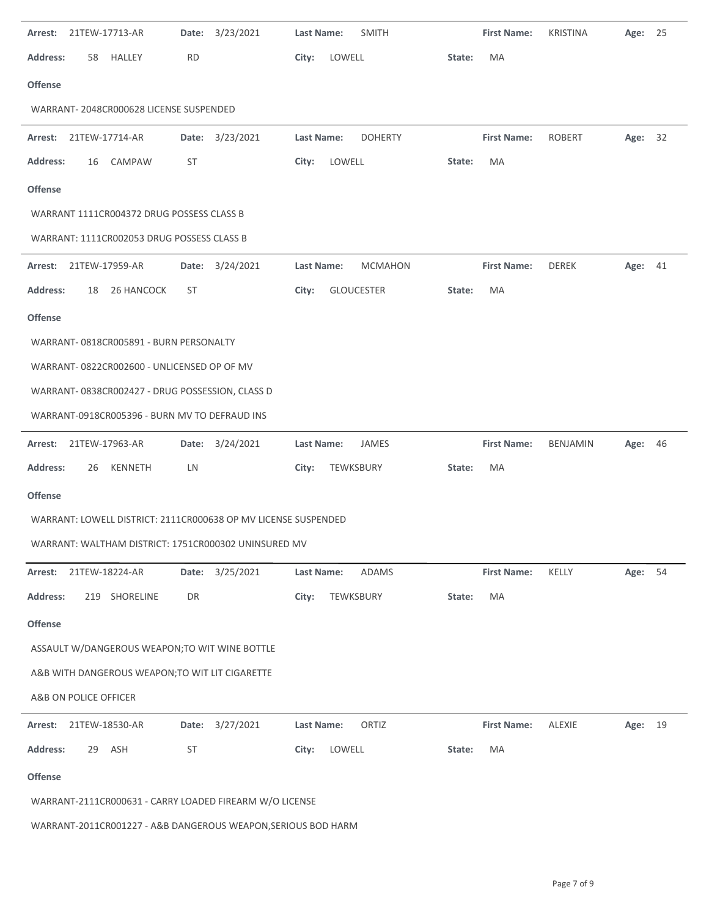**Arrest:** 21TEW-17713-AR **Date:** 3/23/2021 **Last Name:** SMITH **First Name:** KRISTINA **Age:** 25

**Address:** 58 HALLEY RD **City:** LOWELL **State:** MA

**Offense**

WARRANT- 2048CR000628 LICENSE SUSPENDED

---

**Arrest:** 21TEW-17714-AR **Date:** 3/23/2021 **Last Name:** DOHERTY **First Name:** ROBERT **Age:** 32

**Address:** 16 CAMPAW ST **City:** LOWELL **State:** MA

**Offense**

WARRANT 1111CR004372 DRUG POSSESS CLASS B

WARRANT: 1111CR002053 DRUG POSSESS CLASS B

---

**Arrest:** 21TEW-17959-AR **Date:** 3/24/2021 **Last Name:** MCMAHON **First Name:** DEREK **Age:** 41

**Address:** 18 26 HANCOCK ST **City:** GLOUCESTER **State:** MA

**Offense**

WARRANT- 0818CR005891 - BURN PERSONALTY

WARRANT- 0822CR002600 - UNLICENSED OP OF MV

WARRANT- 0838CR002427 - DRUG POSSESSION, CLASS D

WARRANT-0918CR005396 - BURN MV TO DEFRAUD INS

---

**Arrest:** 21TEW-17963-AR **Date:** 3/24/2021 **Last Name:** JAMES **First Name:** BENJAMIN **Age:** 46

**Address:** 26 KENNETH LN **City:** TEWKSBURY **State:** MA

**Offense**

WARRANT: LOWELL DISTRICT: 2111CR000638 OP MV LICENSE SUSPENDED

WARRANT: WALTHAM DISTRICT: 1751CR000302 UNINSURED MV

---

**Arrest:** 21TEW-18224-AR **Date:** 3/25/2021 **Last Name:** ADAMS **First Name:** KELLY **Age:** 54

**Address:** 219 SHORELINE DR **City:** TEWKSBURY **State:** MA

**Offense**

ASSAULT W/DANGEROUS WEAPON;TO WIT WINE BOTTLE

A&B WITH DANGEROUS WEAPON;TO WIT LIT CIGARETTE

A&B ON POLICE OFFICER

---

**Arrest:** 21TEW-18530-AR **Date:** 3/27/2021 **Last Name:** ORTIZ **First Name:** ALEXIE **Age:** 19

**Address:** 29 ASH ST **City:** LOWELL **State:** MA

**Offense**

WARRANT-2111CR000631 - CARRY LOADED FIREARM W/O LICENSE

WARRANT-2011CR001227 - A&B DANGEROUS WEAPON,SERIOUS BOD HARM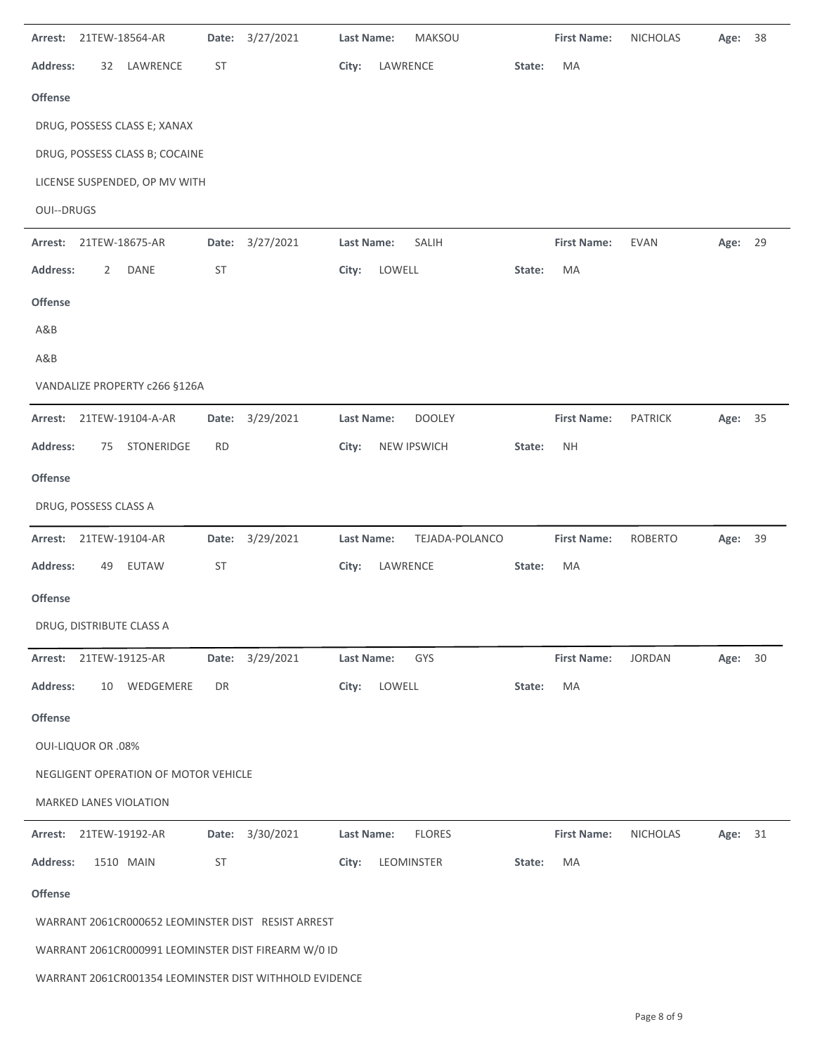**Arrest:** 21TEW-18564-AR **Date:** 3/27/2021 **Last Name:** MAKSOU **First Name:** NICHOLAS **Age:** 38

**Address:** 32 LAWRENCE ST **City:** LAWRENCE **State:** MA

**Offense**

DRUG, POSSESS CLASS E; XANAX

DRUG, POSSESS CLASS B; COCAINE

LICENSE SUSPENDED, OP MV WITH

OUI--DRUGS

---

**Arrest:** 21TEW-18675-AR **Date:** 3/27/2021 **Last Name:** SALIH **First Name:** EVAN **Age:** 29

**Address:** 2 DANE ST **City:** LOWELL **State:** MA

**Offense**

A&B

A&B

VANDALIZE PROPERTY c266 §126A

---

**Arrest:** 21TEW-19104-A-AR **Date:** 3/29/2021 **Last Name:** DOOLEY **First Name:** PATRICK **Age:** 35

**Address:** 75 STONERIDGE RD **City:** NEW IPSWICH **State:** NH

**Offense**

DRUG, POSSESS CLASS A

---

**Arrest:** 21TEW-19104-AR **Date:** 3/29/2021 **Last Name:** TEJADA-POLANCO **First Name:** ROBERTO **Age:** 39

**Address:** 49 EUTAW ST **City:** LAWRENCE **State:** MA

**Offense**

DRUG, DISTRIBUTE CLASS A

---

**Arrest:** 21TEW-19125-AR **Date:** 3/29/2021 **Last Name:** GYS **First Name:** JORDAN **Age:** 30

**Address:** 10 WEDGEMERE DR **City:** LOWELL **State:** MA

**Offense**

OUI-LIQUOR OR .08%

NEGLIGENT OPERATION OF MOTOR VEHICLE

MARKED LANES VIOLATION

---

**Arrest:** 21TEW-19192-AR **Date:** 3/30/2021 **Last Name:** FLORES **First Name:** NICHOLAS **Age:** 31

**Address:** 1510 MAIN ST **City:** LEOMINSTER **State:** MA

**Offense**

WARRANT 2061CR000652 LEOMINSTER DIST RESIST ARREST

WARRANT 2061CR000991 LEOMINSTER DIST FIREARM W/0 ID

WARRANT 2061CR001354 LEOMINSTER DIST WITHHOLD EVIDENCE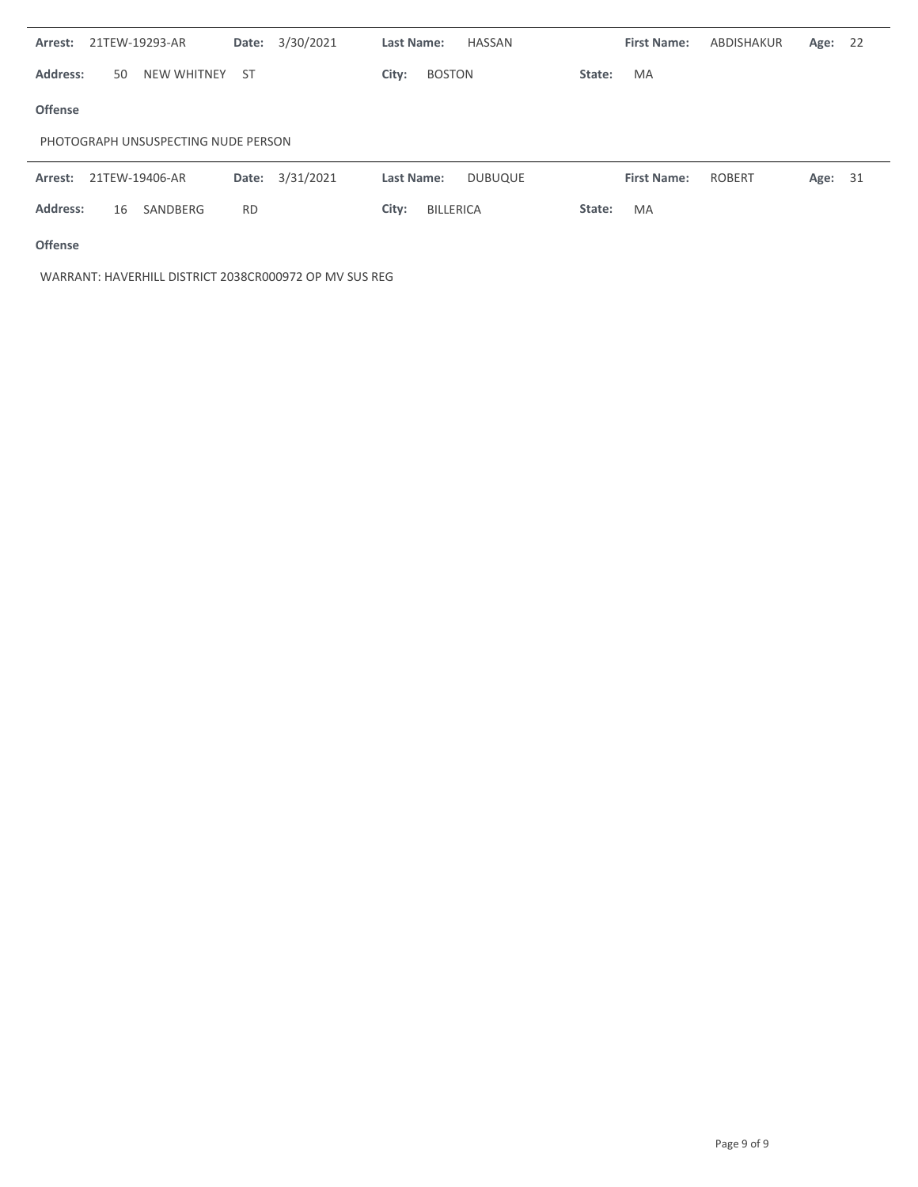**Arrest:** 21TEW-19293-AR **Date:** 3/30/2021 **Last Name:** HASSAN **First Name:** ABDISHAKUR **Age:** 22

**Address:** 50 NEW WHITNEY ST **City:** BOSTON **State:** MA

**Offense**

PHOTOGRAPH UNSUSPECTING NUDE PERSON

---

**Arrest:** 21TEW-19406-AR **Date:** 3/31/2021 **Last Name:** DUBUQUE **First Name:** ROBERT **Age:** 31

**Address:** 16 SANDBERG RD **City:** BILLERICA **State:** MA

**Offense**

WARRANT: HAVERHILL DISTRICT 2038CR000972 OP MV SUS REG